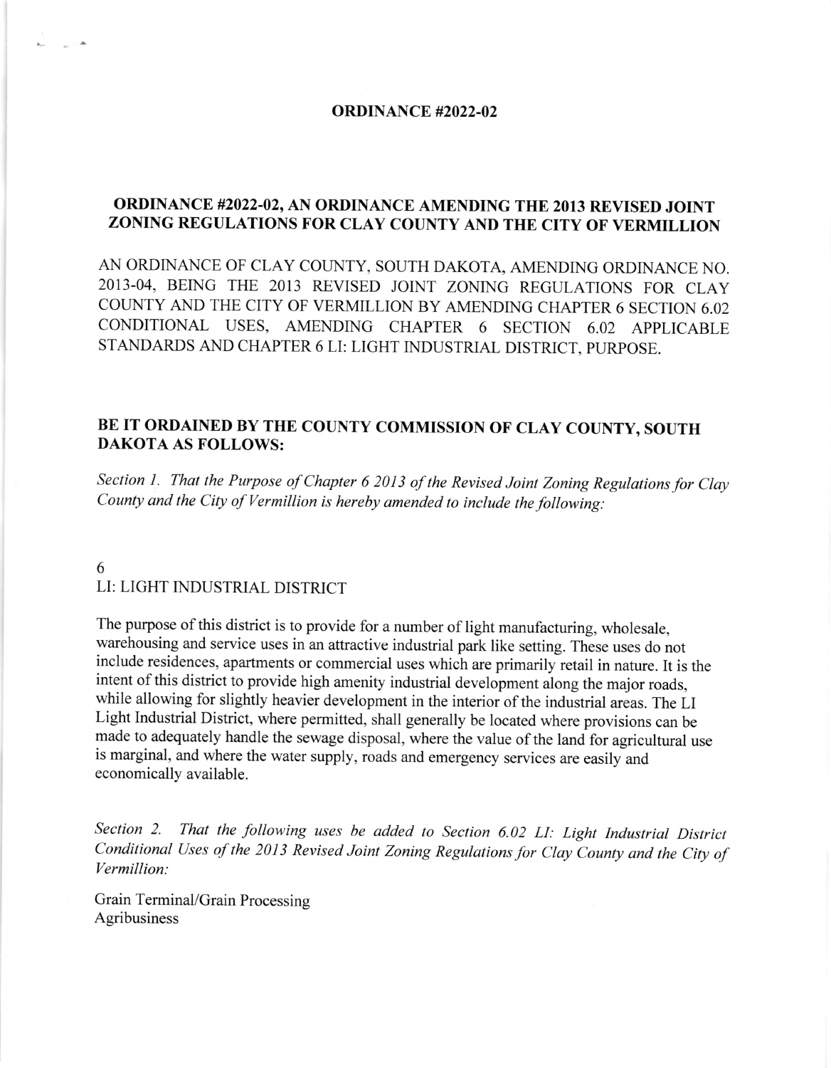# ORDINANCE #2022-02

## ORDINANCE #2022-02, AN ORDINANCE AMENDING THE 2013 REVISED JOINT ZONING REGULATIONS FOR CLAY COUNTY AND THE CITY OF VERMILLION

AN ORDINANCE OF CLAY COUNTY, SOUTH DAKOTA, AMENDING ORDINANCE NO. 2013-04, BEING THE 2013 REVISED JOINT ZONING REGULATIONS FOR CLAY COUNTY AND THE CITY OF VERMILLION BY AMENDING CHAPTER 6 SECTION 6.02 CONDITIONAL USES, AMENDING CHAPTER 6 SECTION 6.02 APPLICABLE STANDARDS AND CHAPTER 6 LI: LIGHT INDUSTRIAL DISTRICT, PURPOSE.

## BE IT ORDAINED BY THE COUNTY COMMISSION OF CLAY COUNTY, SOUTH DAKOTA AS FOLLOWS:

*Section 1. That the Purpose of Chapter 6 2013 of the Revised Joint Zoning Regulations for Clay County and the City of Vermillion is hereby amended to include the following:*

6
LI: LIGHT INDUSTRIAL DISTRICT

The purpose of this district is to provide for a number of light manufacturing, wholesale, warehousing and service uses in an attractive industrial park like setting. These uses do not include residences, apartments or commercial uses which are primarily retail in nature. It is the intent of this district to provide high amenity industrial development along the major roads, while allowing for slightly heavier development in the interior of the industrial areas. The LI Light Industrial District, where permitted, shall generally be located where provisions can be made to adequately handle the sewage disposal, where the value of the land for agricultural use is marginal, and where the water supply, roads and emergency services are easily and economically available.

*Section 2. That the following uses be added to Section 6.02 LI: Light Industrial District Conditional Uses of the 2013 Revised Joint Zoning Regulations for Clay County and the City of Vermillion:*

Grain Terminal/Grain Processing
Agribusiness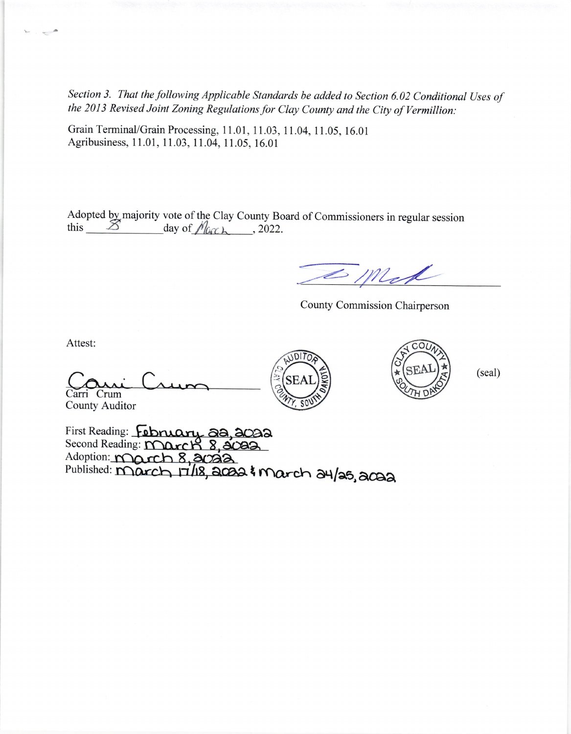*Section 3. That the following Applicable Standards be added to Section 6.02 Conditional Uses of the 2013 Revised Joint Zoning Regulations for Clay County and the City of Vermillion:*

Grain Terminal/Grain Processing, 11.01, 11.03, 11.04, 11.05, 16.01
Agribusiness, 11.01, 11.03, 11.04, 11.05, 16.01

Adopted by majority vote of the Clay County Board of Commissioners in regular session this 8 day of March, 2022.

County Commission Chairperson

Attest:

Carri Crum
County Auditor

AUDITOR SEAL CLAY COUNTY, SOUTH DAKOTA

CLAY COUNTY SEAL SOUTH DAKOTA

(seal)

First Reading: February 22, 2022
Second Reading: March 8, 2022
Adoption: March 8, 2022
Published: March 17/18, 2022 & March 24/25, 2022